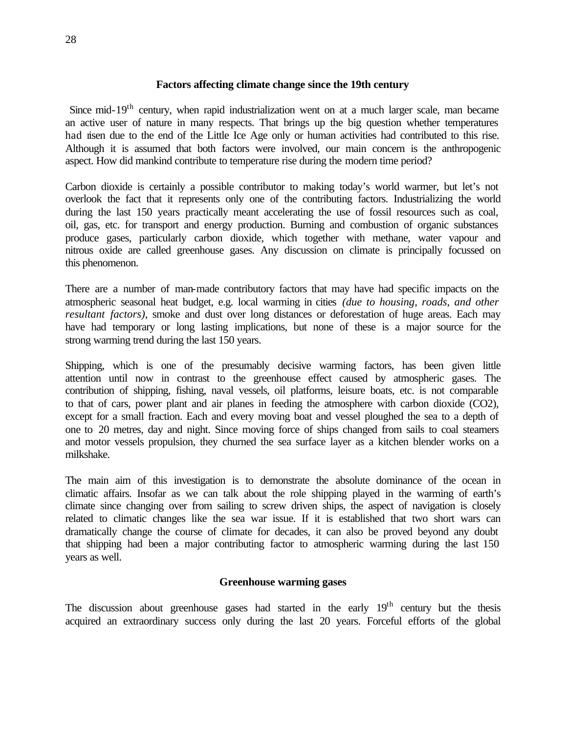## Factors affecting climate change since the 19th century

Since mid-19$^{th}$ century, when rapid industrialization went on at a much larger scale, man became an active user of nature in many respects. That brings up the big question whether temperatures had risen due to the end of the Little Ice Age only or human activities had contributed to this rise. Although it is assumed that both factors were involved, our main concern is the anthropogenic aspect. How did mankind contribute to temperature rise during the modern time period?

Carbon dioxide is certainly a possible contributor to making today's world warmer, but let's not overlook the fact that it represents only one of the contributing factors. Industrializing the world during the last 150 years practically meant accelerating the use of fossil resources such as coal, oil, gas, etc. for transport and energy production. Burning and combustion of organic substances produce gases, particularly carbon dioxide, which together with methane, water vapour and nitrous oxide are called greenhouse gases. Any discussion on climate is principally focussed on this phenomenon.

There are a number of man-made contributory factors that may have had specific impacts on the atmospheric seasonal heat budget, e.g. local warming in cities *(due to housing, roads, and other resultant factors)*, smoke and dust over long distances or deforestation of huge areas. Each may have had temporary or long lasting implications, but none of these is a major source for the strong warming trend during the last 150 years.

Shipping, which is one of the presumably decisive warming factors, has been given little attention until now in contrast to the greenhouse effect caused by atmospheric gases. The contribution of shipping, fishing, naval vessels, oil platforms, leisure boats, etc. is not comparable to that of cars, power plant and air planes in feeding the atmosphere with carbon dioxide ($CO_2$), except for a small fraction. Each and every moving boat and vessel ploughed the sea to a depth of one to 20 metres, day and night. Since moving force of ships changed from sails to coal steamers and motor vessels propulsion, they churned the sea surface layer as a kitchen blender works on a milkshake.

The main aim of this investigation is to demonstrate the absolute dominance of the ocean in climatic affairs. Insofar as we can talk about the role shipping played in the warming of earth's climate since changing over from sailing to screw driven ships, the aspect of navigation is closely related to climatic changes like the sea war issue. If it is established that two short wars can dramatically change the course of climate for decades, it can also be proved beyond any doubt that shipping had been a major contributing factor to atmospheric warming during the last 150 years as well.

## Greenhouse warming gases

The discussion about greenhouse gases had started in the early 19$^{th}$ century but the thesis acquired an extraordinary success only during the last 20 years. Forceful efforts of the global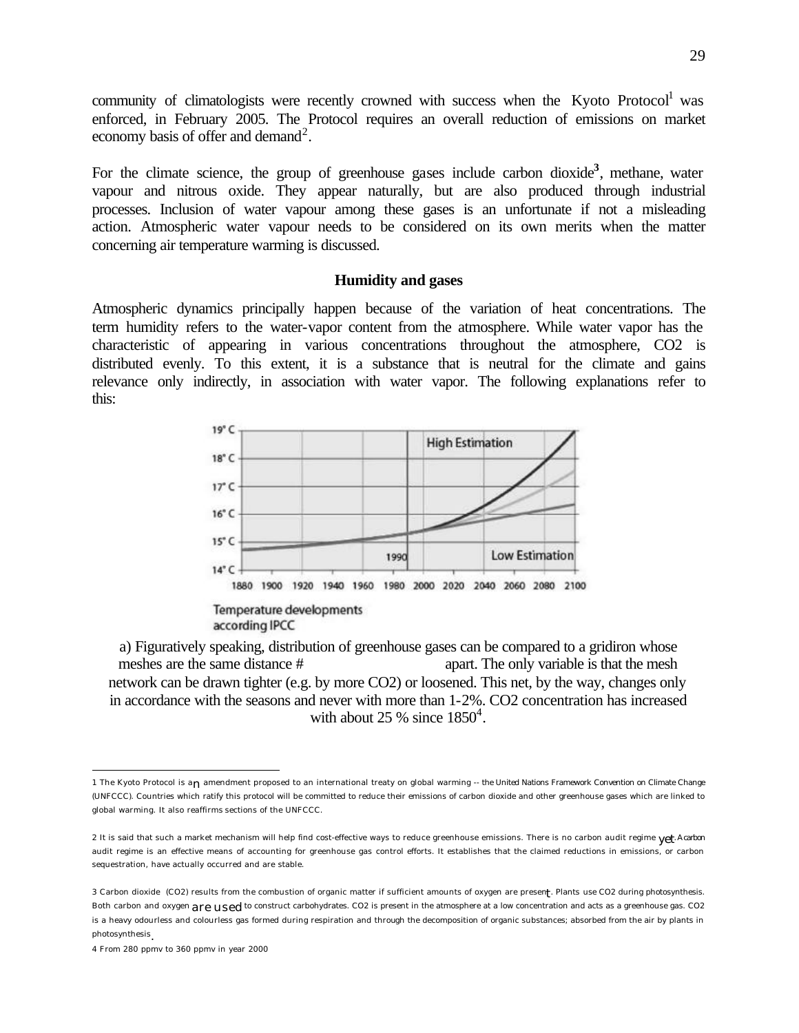community of climatologists were recently crowned with success when the Kyoto Protocol[1] was enforced, in February 2005. The Protocol requires an overall reduction of emissions on market economy basis of offer and demand[2].

For the climate science, the group of greenhouse gases include carbon dioxide[3], methane, water vapour and nitrous oxide. They appear naturally, but are also produced through industrial processes. Inclusion of water vapour among these gases is an unfortunate if not a misleading action. Atmospheric water vapour needs to be considered on its own merits when the matter concerning air temperature warming is discussed.

**Humidity and gases**

Atmospheric dynamics principally happen because of the variation of heat concentrations. The term humidity refers to the water-vapor content from the atmosphere. While water vapor has the characteristic of appearing in various concentrations throughout the atmosphere, CO2 is distributed evenly. To this extent, it is a substance that is neutral for the climate and gains relevance only indirectly, in association with water vapor. The following explanations refer to this:

Temperature developments according IPCC

a) Figuratively speaking, distribution of greenhouse gases can be compared to a gridiron whose meshes are the same distance # apart. The only variable is that the mesh network can be drawn tighter (e.g. by more CO2) or loosened. This net, by the way, changes only in accordance with the seasons and never with more than 1-2%. CO2 concentration has increased with about 25 % since 1850[4].

---

1 The Kyoto Protocol is an amendment proposed to an international treaty on global warming -- the United Nations Framework Convention on Climate Change (UNFCCC). Countries which ratify this protocol will be committed to reduce their emissions of carbon dioxide and other greenhouse gases which are linked to global warming. It also reaffirms sections of the UNFCCC.

2 It is said that such a market mechanism will help find cost-effective ways to reduce greenhouse emissions. There is no carbon audit regime yet. A carbon audit regime is an effective means of accounting for greenhouse gas control efforts. It establishes that the claimed reductions in emissions, or carbon sequestration, have actually occurred and are stable.

3 Carbon dioxide (CO2) results from the combustion of organic matter if sufficient amounts of oxygen are present. Plants use CO2 during photosynthesis. Both carbon and oxygen are used to construct carbohydrates. CO2 is present in the atmosphere at a low concentration and acts as a greenhouse gas. CO2 is a heavy odourless and colourless gas formed during respiration and through the decomposition of organic substances; absorbed from the air by plants in photosynthesis.

4 From 280 ppmv to 360 ppmv in year 2000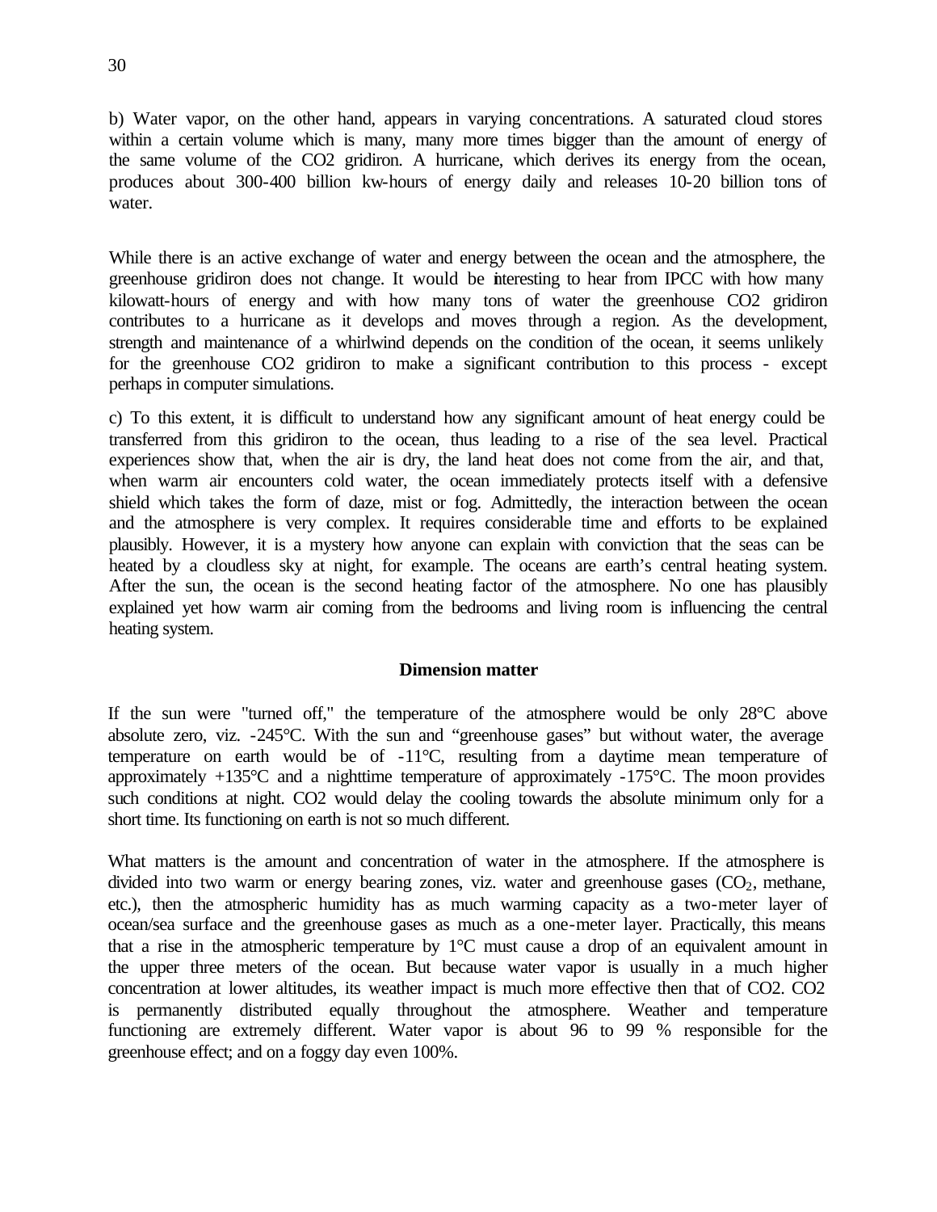b) Water vapor, on the other hand, appears in varying concentrations. A saturated cloud stores within a certain volume which is many, many more times bigger than the amount of energy of the same volume of the CO2 gridiron. A hurricane, which derives its energy from the ocean, produces about 300-400 billion kw-hours of energy daily and releases 10-20 billion tons of water.

While there is an active exchange of water and energy between the ocean and the atmosphere, the greenhouse gridiron does not change. It would be interesting to hear from IPCC with how many kilowatt-hours of energy and with how many tons of water the greenhouse CO2 gridiron contributes to a hurricane as it develops and moves through a region. As the development, strength and maintenance of a whirlwind depends on the condition of the ocean, it seems unlikely for the greenhouse CO2 gridiron to make a significant contribution to this process - except perhaps in computer simulations.

c) To this extent, it is difficult to understand how any significant amount of heat energy could be transferred from this gridiron to the ocean, thus leading to a rise of the sea level. Practical experiences show that, when the air is dry, the land heat does not come from the air, and that, when warm air encounters cold water, the ocean immediately protects itself with a defensive shield which takes the form of daze, mist or fog. Admittedly, the interaction between the ocean and the atmosphere is very complex. It requires considerable time and efforts to be explained plausibly. However, it is a mystery how anyone can explain with conviction that the seas can be heated by a cloudless sky at night, for example. The oceans are earth's central heating system. After the sun, the ocean is the second heating factor of the atmosphere. No one has plausibly explained yet how warm air coming from the bedrooms and living room is influencing the central heating system.

## Dimension matter

If the sun were "turned off," the temperature of the atmosphere would be only 28°C above absolute zero, viz. -245°C. With the sun and "greenhouse gases" but without water, the average temperature on earth would be of -11°C, resulting from a daytime mean temperature of approximately +135°C and a nighttime temperature of approximately -175°C. The moon provides such conditions at night. CO2 would delay the cooling towards the absolute minimum only for a short time. Its functioning on earth is not so much different.

What matters is the amount and concentration of water in the atmosphere. If the atmosphere is divided into two warm or energy bearing zones, viz. water and greenhouse gases ($CO_2$, methane, etc.), then the atmospheric humidity has as much warming capacity as a two-meter layer of ocean/sea surface and the greenhouse gases as much as a one-meter layer. Practically, this means that a rise in the atmospheric temperature by 1°C must cause a drop of an equivalent amount in the upper three meters of the ocean. But because water vapor is usually in a much higher concentration at lower altitudes, its weather impact is much more effective then that of CO2. CO2 is permanently distributed equally throughout the atmosphere. Weather and temperature functioning are extremely different. Water vapor is about 96 to 99 % responsible for the greenhouse effect; and on a foggy day even 100%.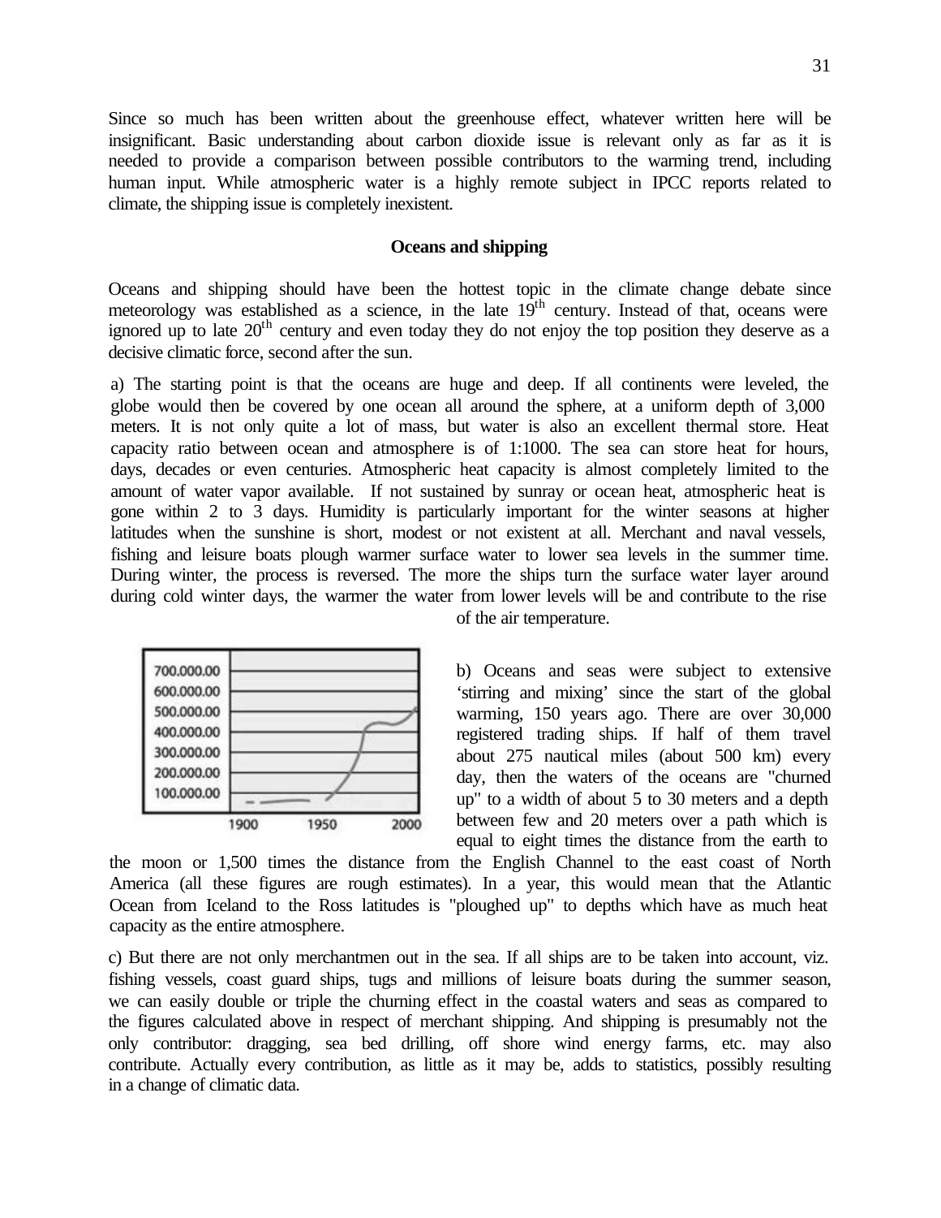Since so much has been written about the greenhouse effect, whatever written here will be insignificant. Basic understanding about carbon dioxide issue is relevant only as far as it is needed to provide a comparison between possible contributors to the warming trend, including human input. While atmospheric water is a highly remote subject in IPCC reports related to climate, the shipping issue is completely inexistent.

### Oceans and shipping

Oceans and shipping should have been the hottest topic in the climate change debate since meteorology was established as a science, in the late 19th century. Instead of that, oceans were ignored up to late 20th century and even today they do not enjoy the top position they deserve as a decisive climatic force, second after the sun.

a) The starting point is that the oceans are huge and deep. If all continents were leveled, the globe would then be covered by one ocean all around the sphere, at a uniform depth of 3,000 meters. It is not only quite a lot of mass, but water is also an excellent thermal store. Heat capacity ratio between ocean and atmosphere is of 1:1000. The sea can store heat for hours, days, decades or even centuries. Atmospheric heat capacity is almost completely limited to the amount of water vapor available. If not sustained by sunray or ocean heat, atmospheric heat is gone within 2 to 3 days. Humidity is particularly important for the winter seasons at higher latitudes when the sunshine is short, modest or not existent at all. Merchant and naval vessels, fishing and leisure boats plough warmer surface water to lower sea levels in the summer time. During winter, the process is reversed. The more the ships turn the surface water layer around during cold winter days, the warmer the water from lower levels will be and contribute to the rise of the air temperature.

| 700.000.00 |
|---|
| 600.000.00 |
| 500.000.00 |
| 400.000.00 |
| 300.000.00 |
| 200.000.00 |
| 100.000.00 |
| 1900 · 1950 · 2000 |

b) Oceans and seas were subject to extensive 'stirring and mixing' since the start of the global warming, 150 years ago. There are over 30,000 registered trading ships. If half of them travel about 275 nautical miles (about 500 km) every day, then the waters of the oceans are "churned up" to a width of about 5 to 30 meters and a depth between few and 20 meters over a path which is equal to eight times the distance from the earth to the moon or 1,500 times the distance from the English Channel to the east coast of North America (all these figures are rough estimates). In a year, this would mean that the Atlantic Ocean from Iceland to the Ross latitudes is "ploughed up" to depths which have as much heat capacity as the entire atmosphere.

c) But there are not only merchantmen out in the sea. If all ships are to be taken into account, viz. fishing vessels, coast guard ships, tugs and millions of leisure boats during the summer season, we can easily double or triple the churning effect in the coastal waters and seas as compared to the figures calculated above in respect of merchant shipping. And shipping is presumably not the only contributor: dragging, sea bed drilling, off shore wind energy farms, etc. may also contribute. Actually every contribution, as little as it may be, adds to statistics, possibly resulting in a change of climatic data.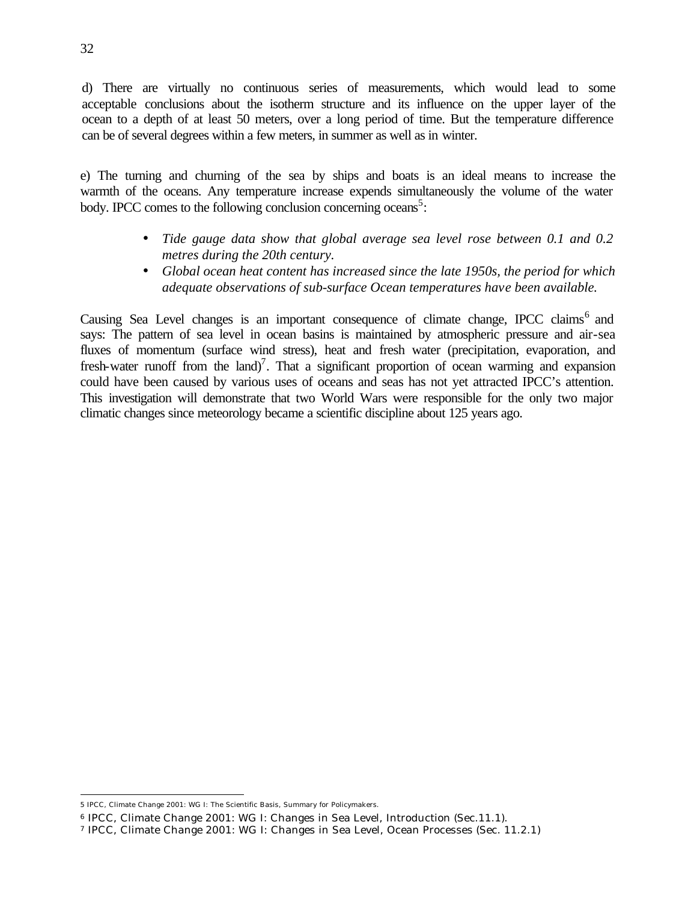d) There are virtually no continuous series of measurements, which would lead to some acceptable conclusions about the isotherm structure and its influence on the upper layer of the ocean to a depth of at least 50 meters, over a long period of time. But the temperature difference can be of several degrees within a few meters, in summer as well as in winter.

e) The turning and churning of the sea by ships and boats is an ideal means to increase the warmth of the oceans. Any temperature increase expends simultaneously the volume of the water body. IPCC comes to the following conclusion concerning oceans[5]:

- *Tide gauge data show that global average sea level rose between 0.1 and 0.2 metres during the 20th century.*
- *Global ocean heat content has increased since the late 1950s, the period for which adequate observations of sub-surface Ocean temperatures have been available.*

Causing Sea Level changes is an important consequence of climate change, IPCC claims[6] and says: The pattern of sea level in ocean basins is maintained by atmospheric pressure and air-sea fluxes of momentum (surface wind stress), heat and fresh water (precipitation, evaporation, and fresh-water runoff from the land)[7]. That a significant proportion of ocean warming and expansion could have been caused by various uses of oceans and seas has not yet attracted IPCC's attention. This investigation will demonstrate that two World Wars were responsible for the only two major climatic changes since meteorology became a scientific discipline about 125 years ago.

---

5 IPCC, Climate Change 2001: WG I: The Scientific Basis, Summary for Policymakers.

6 IPCC, Climate Change 2001: WG I: Changes in Sea Level, Introduction (Sec.11.1).

7 IPCC, Climate Change 2001: WG I: Changes in Sea Level, Ocean Processes (Sec. 11.2.1)